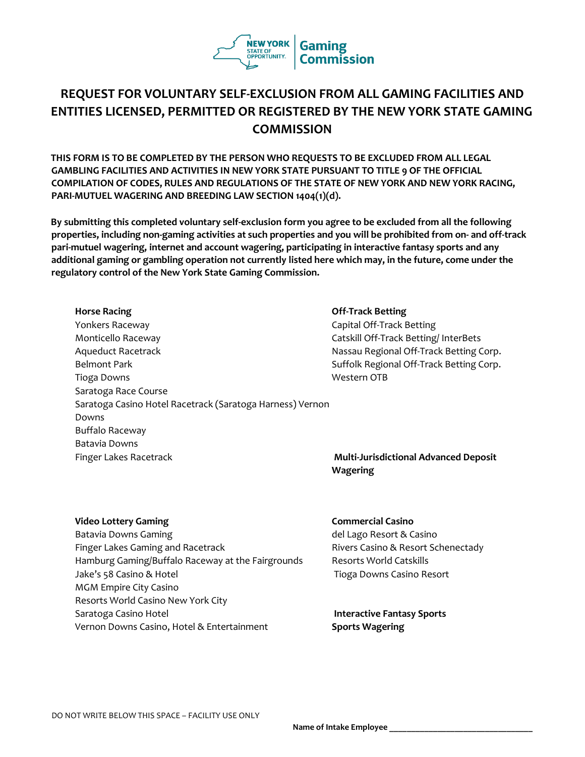NEW YORK STATE OF OPPORTUNITY. | Gaming Commission

# REQUEST FOR VOLUNTARY SELF-EXCLUSION FROM ALL GAMING FACILITIES AND ENTITIES LICENSED, PERMITTED OR REGISTERED BY THE NEW YORK STATE GAMING COMMISSION

**THIS FORM IS TO BE COMPLETED BY THE PERSON WHO REQUESTS TO BE EXCLUDED FROM ALL LEGAL GAMBLING FACILITIES AND ACTIVITIES IN NEW YORK STATE PURSUANT TO TITLE 9 OF THE OFFICIAL COMPILATION OF CODES, RULES AND REGULATIONS OF THE STATE OF NEW YORK AND NEW YORK RACING, PARI-MUTUEL WAGERING AND BREEDING LAW SECTION 1404(1)(d).**

**By submitting this completed voluntary self-exclusion form you agree to be excluded from all the following properties, including non-gaming activities at such properties and you will be prohibited from on- and off-track pari-mutuel wagering, internet and account wagering, participating in interactive fantasy sports and any additional gaming or gambling operation not currently listed here which may, in the future, come under the regulatory control of the New York State Gaming Commission.**

**Horse Racing**
Yonkers Raceway
Monticello Raceway
Aqueduct Racetrack
Belmont Park
Tioga Downs
Saratoga Race Course
Saratoga Casino Hotel Racetrack (Saratoga Harness) Vernon Downs
Buffalo Raceway
Batavia Downs
Finger Lakes Racetrack

**Off-Track Betting**
Capital Off-Track Betting
Catskill Off-Track Betting/ InterBets
Nassau Regional Off-Track Betting Corp.
Suffolk Regional Off-Track Betting Corp.
Western OTB

**Multi-Jurisdictional Advanced Deposit Wagering**

**Video Lottery Gaming**
Batavia Downs Gaming
Finger Lakes Gaming and Racetrack
Hamburg Gaming/Buffalo Raceway at the Fairgrounds
Jake's 58 Casino & Hotel
MGM Empire City Casino
Resorts World Casino New York City
Saratoga Casino Hotel
Vernon Downs Casino, Hotel & Entertainment

**Commercial Casino**
del Lago Resort & Casino
Rivers Casino & Resort Schenectady
Resorts World Catskills
Tioga Downs Casino Resort

**Interactive Fantasy Sports**
**Sports Wagering**

DO NOT WRITE BELOW THIS SPACE – FACILITY USE ONLY

**Name of Intake Employee** ______________________________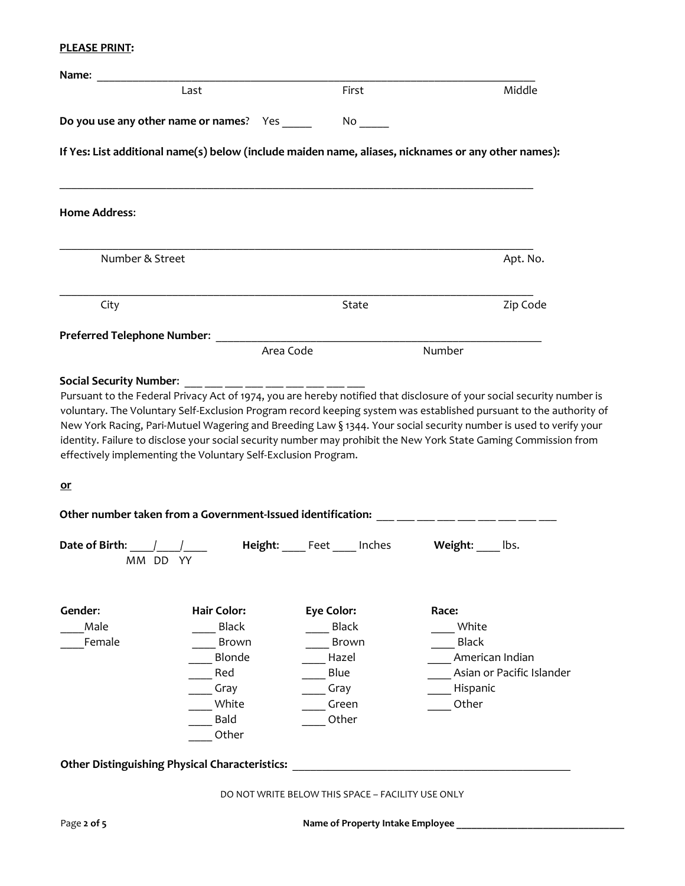**PLEASE PRINT:**

**Name:** ______________________________________________________________________________

Last | First | Middle

**Do you use any other name or names**? Yes _____ No _____

**If Yes: List additional name(s) below (include maiden name, aliases, nicknames or any other names):**

______________________________________________________________________________

**Home Address**:

______________________________________________________________________________

Number & Street | Apt. No.

______________________________________________________________________________

City | State | Zip Code

**Preferred Telephone Number**: ____________________________________________

Area Code | Number

**Social Security Number**: ___ ___ ___ ___ ___ ___ ___ ___ ___

Pursuant to the Federal Privacy Act of 1974, you are hereby notified that disclosure of your social security number is voluntary. The Voluntary Self-Exclusion Program record keeping system was established pursuant to the authority of New York Racing, Pari-Mutuel Wagering and Breeding Law § 1344. Your social security number is used to verify your identity. Failure to disclose your social security number may prohibit the New York State Gaming Commission from effectively implementing the Voluntary Self-Exclusion Program.

**or**

**Other number taken from a Government-Issued identification:** ___ ___ ___ ___ ___ ___ ___ ___ ___

**Date of Birth**: ____/____/____ (MM DD YY) **Height**: ____ Feet ____ Inches **Weight**: ____ lbs.

| Gender: | Hair Color: | Eye Color: | Race: |
|---|---|---|---|
| ____ Male | ____ Black | ____ Black | ____ White |
| ____ Female | ____ Brown | ____ Brown | ____ Black |
| | ____ Blonde | ____ Hazel | ____ American Indian |
| | ____ Red | ____ Blue | ____ Asian or Pacific Islander |
| | ____ Gray | ____ Gray | ____ Hispanic |
| | ____ White | ____ Green | ____ Other |
| | ____ Bald | ____ Other | |
| | ____ Other | | |

**Other Distinguishing Physical Characteristics:** ____________________________________________

DO NOT WRITE BELOW THIS SPACE – FACILITY USE ONLY

**Name of Property Intake Employee** ________________________________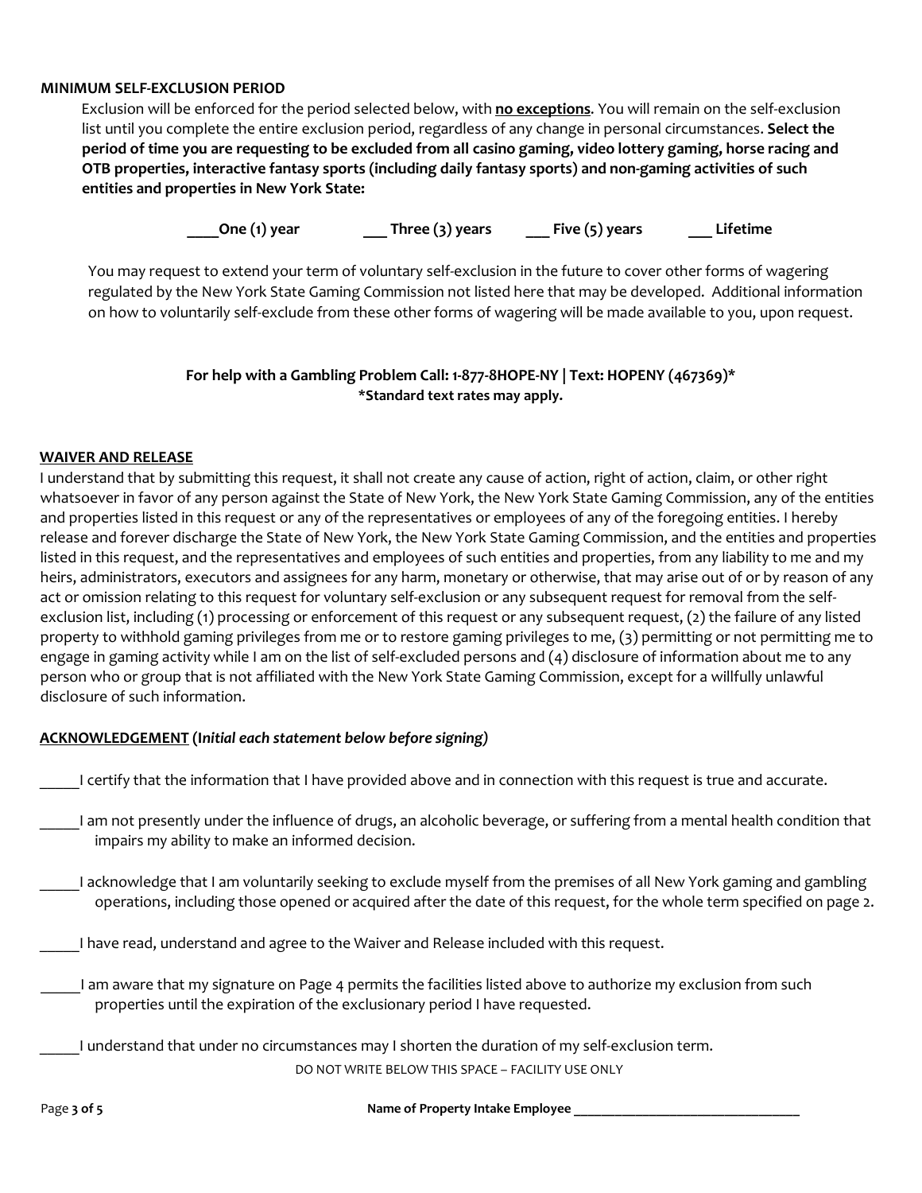**MINIMUM SELF-EXCLUSION PERIOD**

Exclusion will be enforced for the period selected below, with **no exceptions**. You will remain on the self-exclusion list until you complete the entire exclusion period, regardless of any change in personal circumstances. **Select the period of time you are requesting to be excluded from all casino gaming, video lottery gaming, horse racing and OTB properties, interactive fantasy sports (including daily fantasy sports) and non-gaming activities of such entities and properties in New York State:**

**____One (1) year ___ Three (3) years ___ Five (5) years ___ Lifetime**

You may request to extend your term of voluntary self-exclusion in the future to cover other forms of wagering regulated by the New York State Gaming Commission not listed here that may be developed. Additional information on how to voluntarily self-exclude from these other forms of wagering will be made available to you, upon request.

**For help with a Gambling Problem Call: 1-877-8HOPE-NY | Text: HOPENY (467369)***
***Standard text rates may apply.**

**WAIVER AND RELEASE**

I understand that by submitting this request, it shall not create any cause of action, right of action, claim, or other right whatsoever in favor of any person against the State of New York, the New York State Gaming Commission, any of the entities and properties listed in this request or any of the representatives or employees of any of the foregoing entities. I hereby release and forever discharge the State of New York, the New York State Gaming Commission, and the entities and properties listed in this request, and the representatives and employees of such entities and properties, from any liability to me and my heirs, administrators, executors and assignees for any harm, monetary or otherwise, that may arise out of or by reason of any act or omission relating to this request for voluntary self-exclusion or any subsequent request for removal from the self-exclusion list, including (1) processing or enforcement of this request or any subsequent request, (2) the failure of any listed property to withhold gaming privileges from me or to restore gaming privileges to me, (3) permitting or not permitting me to engage in gaming activity while I am on the list of self-excluded persons and (4) disclosure of information about me to any person who or group that is not affiliated with the New York State Gaming Commission, except for a willfully unlawful disclosure of such information.

**ACKNOWLEDGEMENT** (*Initial each statement below before signing*)

_____I certify that the information that I have provided above and in connection with this request is true and accurate.

_____I am not presently under the influence of drugs, an alcoholic beverage, or suffering from a mental health condition that impairs my ability to make an informed decision.

_____I acknowledge that I am voluntarily seeking to exclude myself from the premises of all New York gaming and gambling operations, including those opened or acquired after the date of this request, for the whole term specified on page 2.

_____I have read, understand and agree to the Waiver and Release included with this request.

_____I am aware that my signature on Page 4 permits the facilities listed above to authorize my exclusion from such properties until the expiration of the exclusionary period I have requested.

_____I understand that under no circumstances may I shorten the duration of my self-exclusion term.

DO NOT WRITE BELOW THIS SPACE – FACILITY USE ONLY

**Name of Property Intake Employee** ________________________________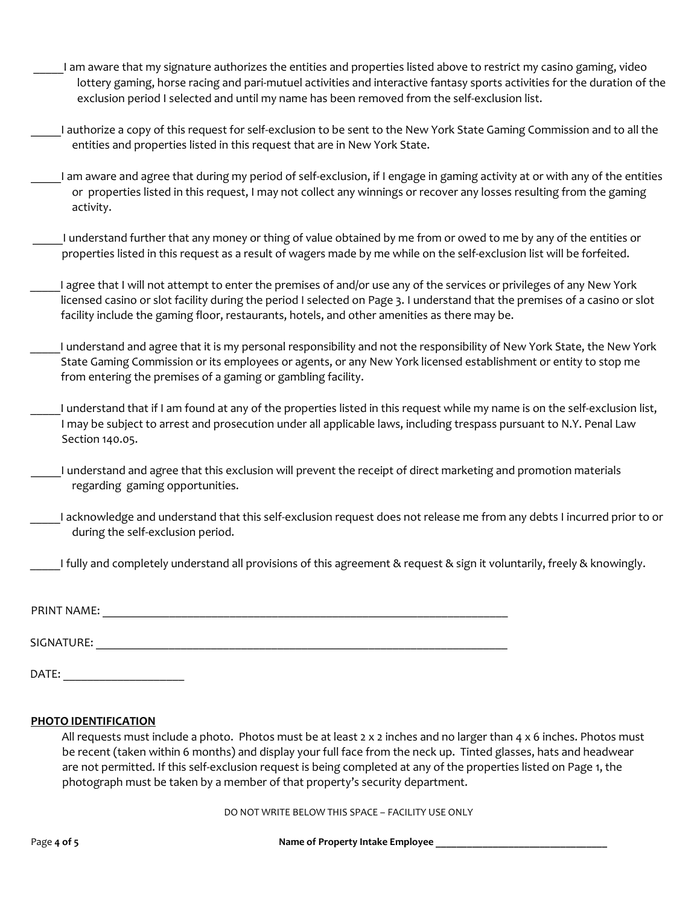_____I am aware that my signature authorizes the entities and properties listed above to restrict my casino gaming, video lottery gaming, horse racing and pari-mutuel activities and interactive fantasy sports activities for the duration of the exclusion period I selected and until my name has been removed from the self-exclusion list.

_____I authorize a copy of this request for self-exclusion to be sent to the New York State Gaming Commission and to all the entities and properties listed in this request that are in New York State.

_____I am aware and agree that during my period of self-exclusion, if I engage in gaming activity at or with any of the entities or properties listed in this request, I may not collect any winnings or recover any losses resulting from the gaming activity.

_____I understand further that any money or thing of value obtained by me from or owed to me by any of the entities or properties listed in this request as a result of wagers made by me while on the self-exclusion list will be forfeited.

_____I agree that I will not attempt to enter the premises of and/or use any of the services or privileges of any New York licensed casino or slot facility during the period I selected on Page 3. I understand that the premises of a casino or slot facility include the gaming floor, restaurants, hotels, and other amenities as there may be.

_____I understand and agree that it is my personal responsibility and not the responsibility of New York State, the New York State Gaming Commission or its employees or agents, or any New York licensed establishment or entity to stop me from entering the premises of a gaming or gambling facility.

_____I understand that if I am found at any of the properties listed in this request while my name is on the self-exclusion list, I may be subject to arrest and prosecution under all applicable laws, including trespass pursuant to N.Y. Penal Law Section 140.05.

_____I understand and agree that this exclusion will prevent the receipt of direct marketing and promotion materials regarding gaming opportunities.

_____I acknowledge and understand that this self-exclusion request does not release me from any debts I incurred prior to or during the self-exclusion period.

_____I fully and completely understand all provisions of this agreement & request & sign it voluntarily, freely & knowingly.

PRINT NAME: ______________________________________________________________

SIGNATURE: ______________________________________________________________

DATE: ____________________

**PHOTO IDENTIFICATION**

All requests must include a photo. Photos must be at least 2 x 2 inches and no larger than 4 x 6 inches. Photos must be recent (taken within 6 months) and display your full face from the neck up. Tinted glasses, hats and headwear are not permitted. If this self-exclusion request is being completed at any of the properties listed on Page 1, the photograph must be taken by a member of that property's security department.

DO NOT WRITE BELOW THIS SPACE – FACILITY USE ONLY

**Name of Property Intake Employee** ________________________________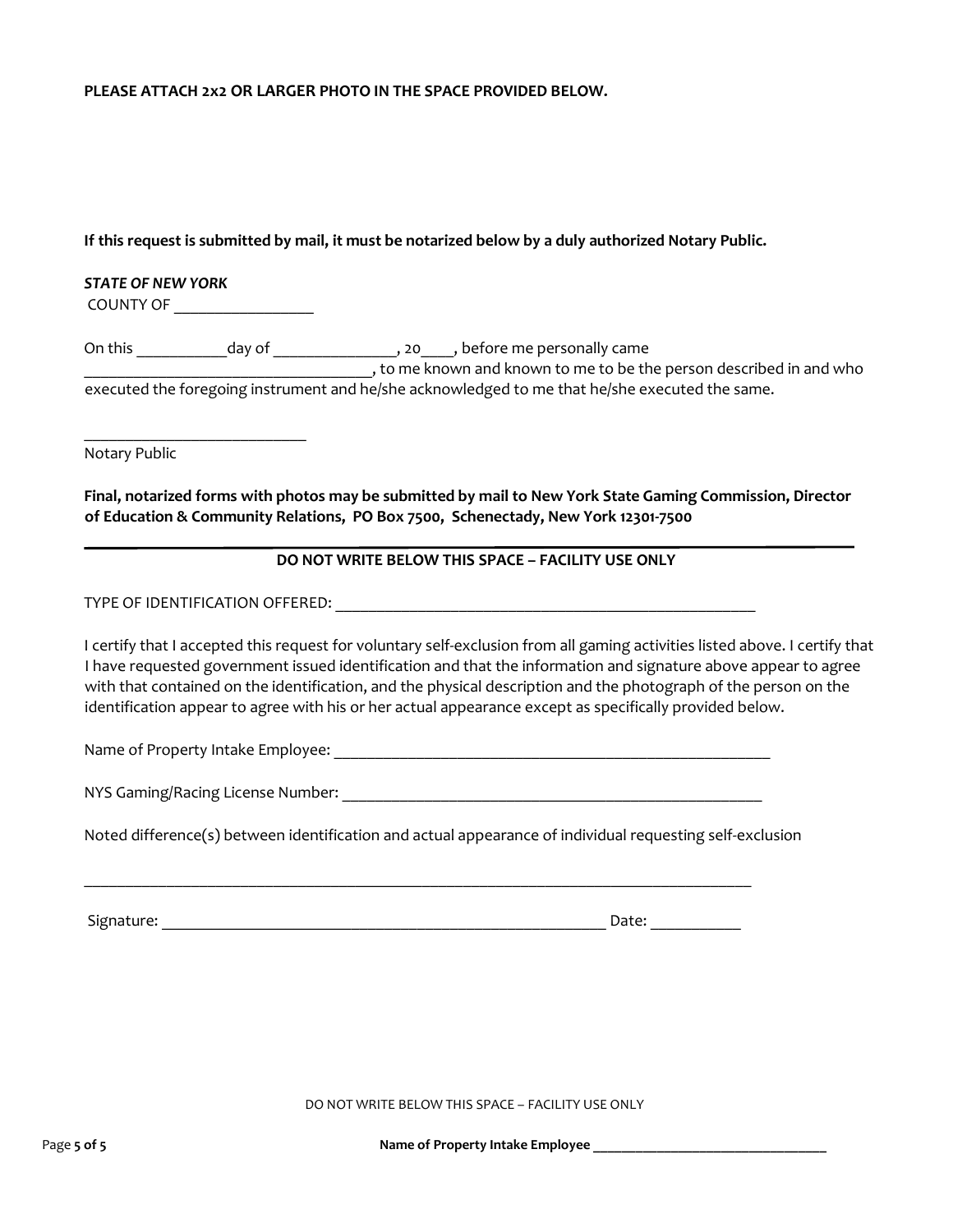**PLEASE ATTACH 2x2 OR LARGER PHOTO IN THE SPACE PROVIDED BELOW.**

**If this request is submitted by mail, it must be notarized below by a duly authorized Notary Public.**

***STATE OF NEW YORK***
COUNTY OF _________________

On this ___________day of _______________, 20____, before me personally came ___________________________________, to me known and known to me to be the person described in and who executed the foregoing instrument and he/she acknowledged to me that he/she executed the same.

____________________________
Notary Public

**Final, notarized forms with photos may be submitted by mail to New York State Gaming Commission, Director of Education & Community Relations, PO Box 7500, Schenectady, New York 12301-7500**

---

**DO NOT WRITE BELOW THIS SPACE – FACILITY USE ONLY**

TYPE OF IDENTIFICATION OFFERED: ______________________________________________________

I certify that I accepted this request for voluntary self-exclusion from all gaming activities listed above. I certify that I have requested government issued identification and that the information and signature above appear to agree with that contained on the identification, and the physical description and the photograph of the person on the identification appear to agree with his or her actual appearance except as specifically provided below.

Name of Property Intake Employee: _________________________________________________________

NYS Gaming/Racing License Number: ______________________________________________________

Noted difference(s) between identification and actual appearance of individual requesting self-exclusion

___________________________________________________________________________________________

Signature: ___________________________________________________________ Date: ___________

DO NOT WRITE BELOW THIS SPACE – FACILITY USE ONLY

**Name of Property Intake Employee** __________________________________